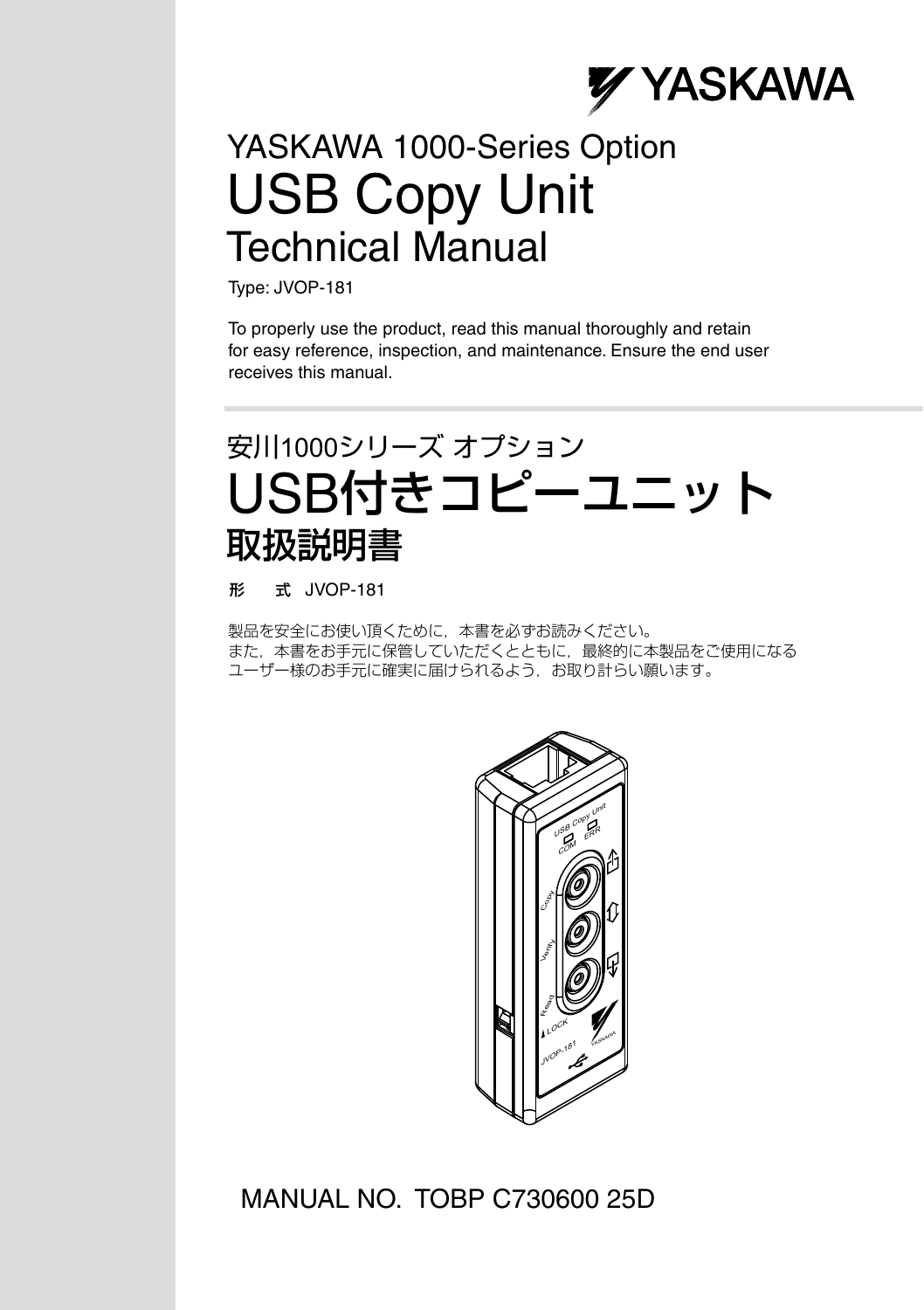YASKAWA

YASKAWA 1000-Series Option

# USB Copy Unit

## Technical Manual

Type: JVOP-181

To properly use the product, read this manual thoroughly and retain for easy reference, inspection, and maintenance. Ensure the end user receives this manual.

安川1000シリーズ オプション

# USB付きコピーユニット

## 取扱説明書

形　式　JVOP-181

製品を安全にお使い頂くために，本書を必ずお読みください。
また，本書をお手元に保管していただくとともに，最終的に本製品をご使用になるユーザー様のお手元に確実に届けられるよう，お取り計らい願います。

MANUAL NO. TOBP C730600 25D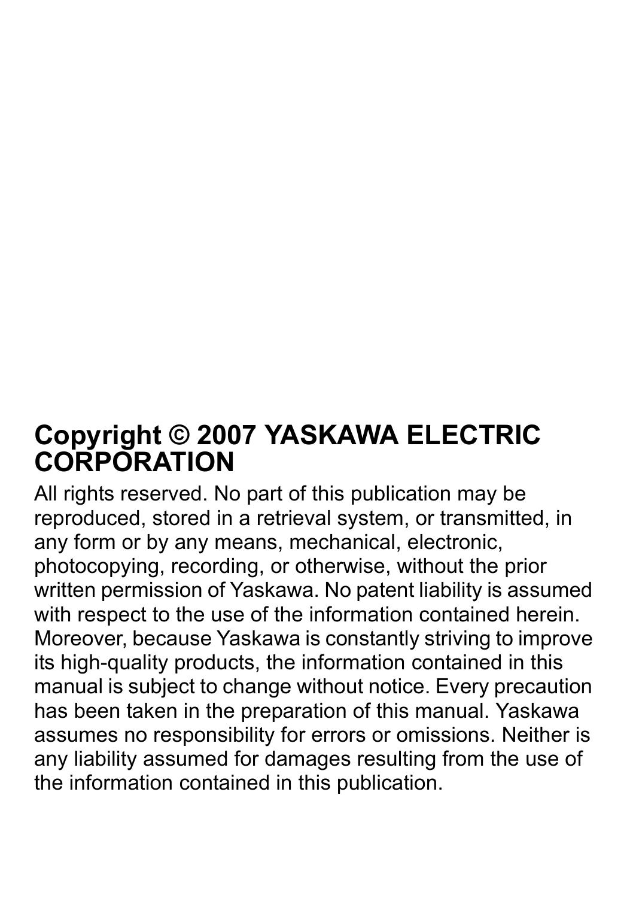## Copyright © 2007 YASKAWA ELECTRIC CORPORATION

All rights reserved. No part of this publication may be reproduced, stored in a retrieval system, or transmitted, in any form or by any means, mechanical, electronic, photocopying, recording, or otherwise, without the prior written permission of Yaskawa. No patent liability is assumed with respect to the use of the information contained herein. Moreover, because Yaskawa is constantly striving to improve its high-quality products, the information contained in this manual is subject to change without notice. Every precaution has been taken in the preparation of this manual. Yaskawa assumes no responsibility for errors or omissions. Neither is any liability assumed for damages resulting from the use of the information contained in this publication.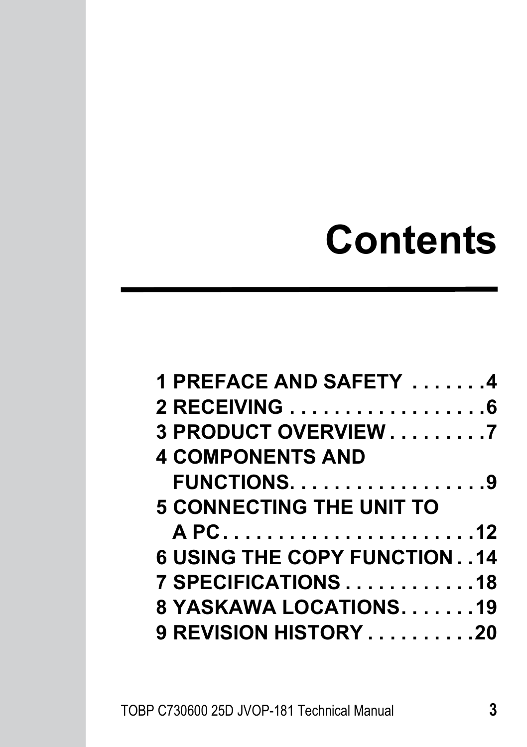# Contents

1 PREFACE AND SAFETY . . . . . . .4
2 RECEIVING . . . . . . . . . . . . . . . . . . .6
3 PRODUCT OVERVIEW . . . . . . . . .7
4 COMPONENTS AND FUNCTIONS. . . . . . . . . . . . . . . . . . .9
5 CONNECTING THE UNIT TO A PC . . . . . . . . . . . . . . . . . . . . . . .12
6 USING THE COPY FUNCTION . .14
7 SPECIFICATIONS . . . . . . . . . . . .18
8 YASKAWA LOCATIONS. . . . . . .19
9 REVISION HISTORY . . . . . . . . . .20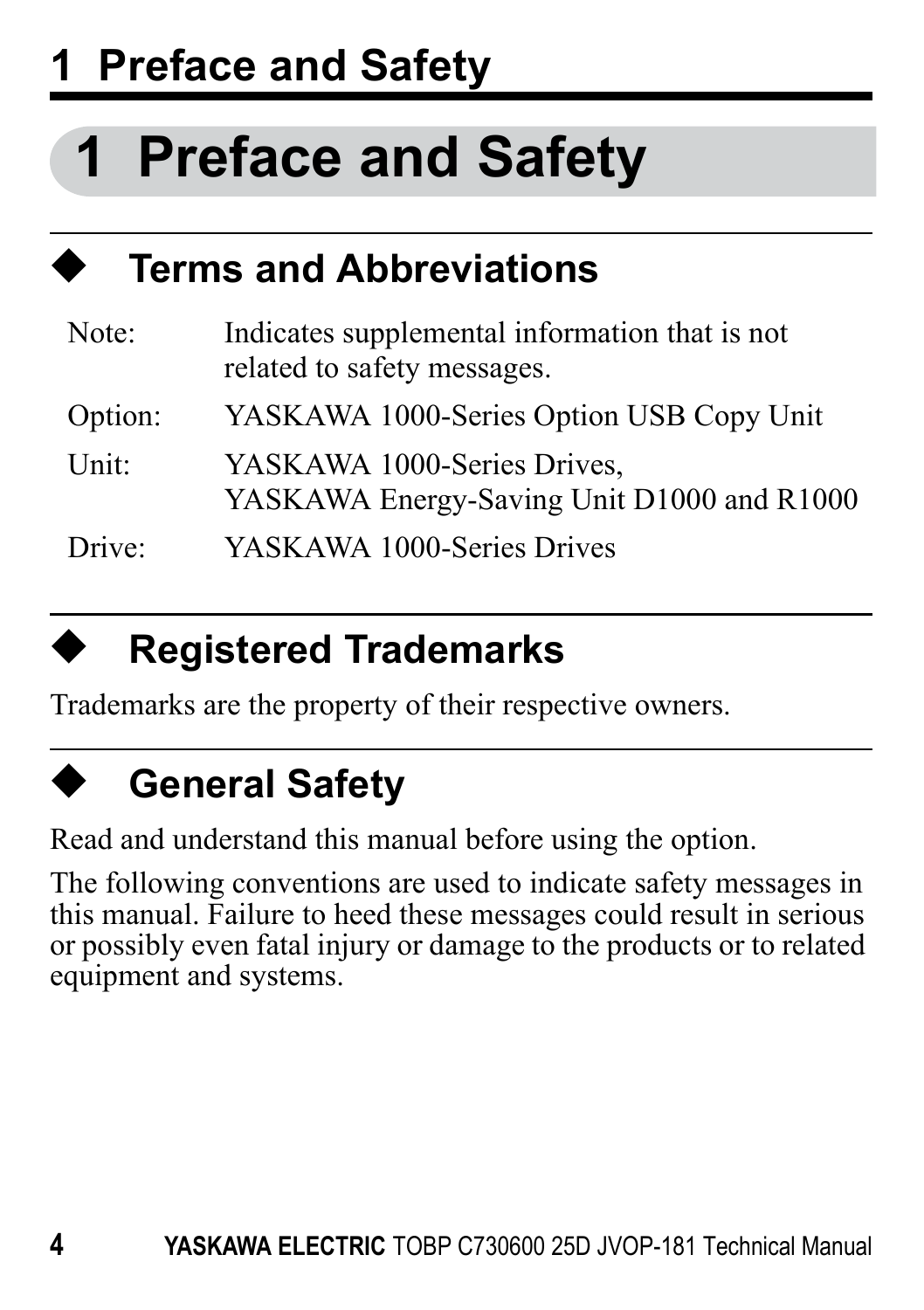# 1 Preface and Safety

## ◆ Terms and Abbreviations

| | |
|---|---|
| Note: | Indicates supplemental information that is not related to safety messages. |
| Option: | YASKAWA 1000-Series Option USB Copy Unit |
| Unit: | YASKAWA 1000-Series Drives, YASKAWA Energy-Saving Unit D1000 and R1000 |
| Drive: | YASKAWA 1000-Series Drives |

## ◆ Registered Trademarks

Trademarks are the property of their respective owners.

## ◆ General Safety

Read and understand this manual before using the option.

The following conventions are used to indicate safety messages in this manual. Failure to heed these messages could result in serious or possibly even fatal injury or damage to the products or to related equipment and systems.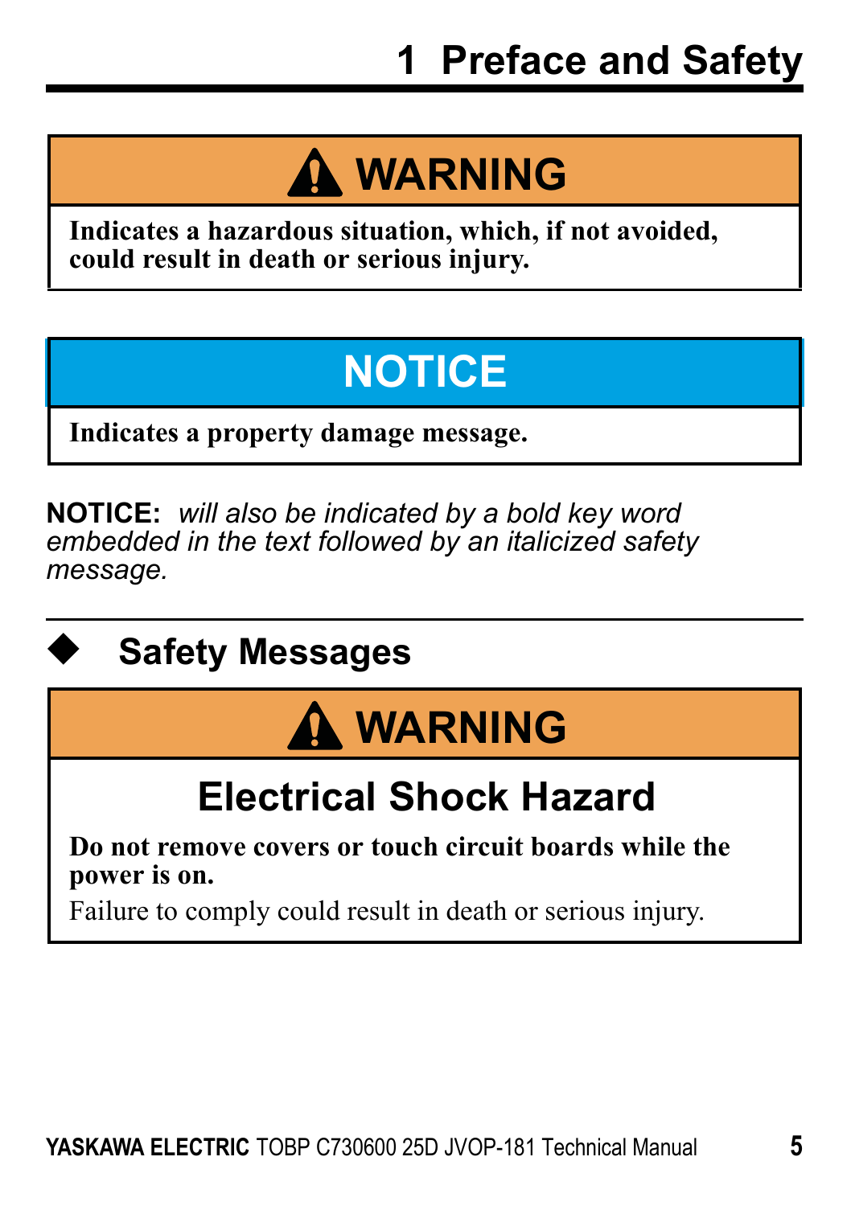# 1 Preface and Safety

**⚠ WARNING**

**Indicates a hazardous situation, which, if not avoided, could result in death or serious injury.**

**NOTICE**

**Indicates a property damage message.**

**NOTICE:** *will also be indicated by a bold key word embedded in the text followed by an italicized safety message.*

## ◆ Safety Messages

**⚠ WARNING**

**Electrical Shock Hazard**

**Do not remove covers or touch circuit boards while the power is on.**

Failure to comply could result in death or serious injury.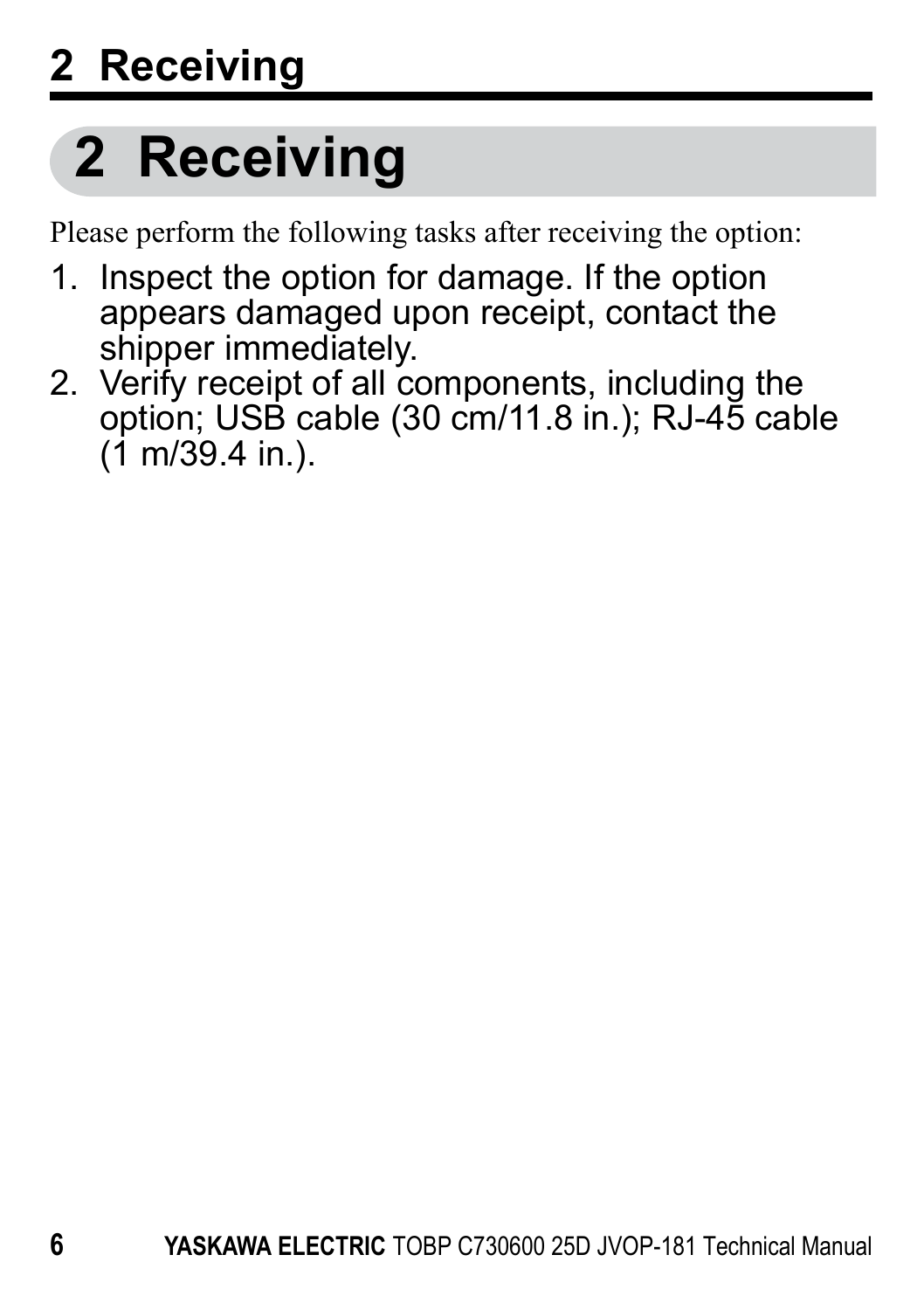# 2 Receiving

Please perform the following tasks after receiving the option:

1. Inspect the option for damage. If the option appears damaged upon receipt, contact the shipper immediately.
2. Verify receipt of all components, including the option; USB cable (30 cm/11.8 in.); RJ-45 cable (1 m/39.4 in.).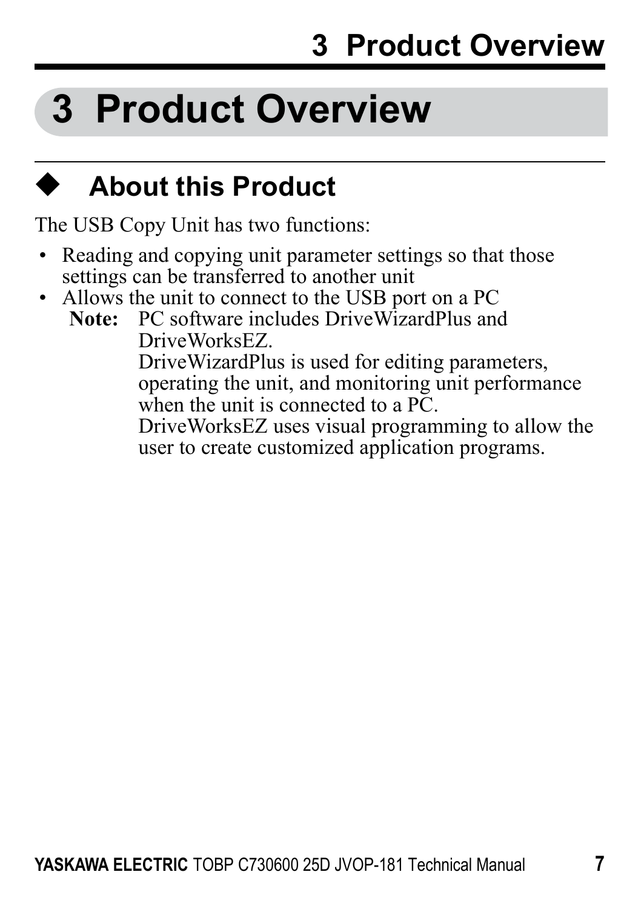# 3 Product Overview

## ◆ About this Product

The USB Copy Unit has two functions:

- Reading and copying unit parameter settings so that those settings can be transferred to another unit
- Allows the unit to connect to the USB port on a PC

  **Note:** PC software includes DriveWizardPlus and DriveWorksEZ.
  DriveWizardPlus is used for editing parameters, operating the unit, and monitoring unit performance when the unit is connected to a PC.
  DriveWorksEZ uses visual programming to allow the user to create customized application programs.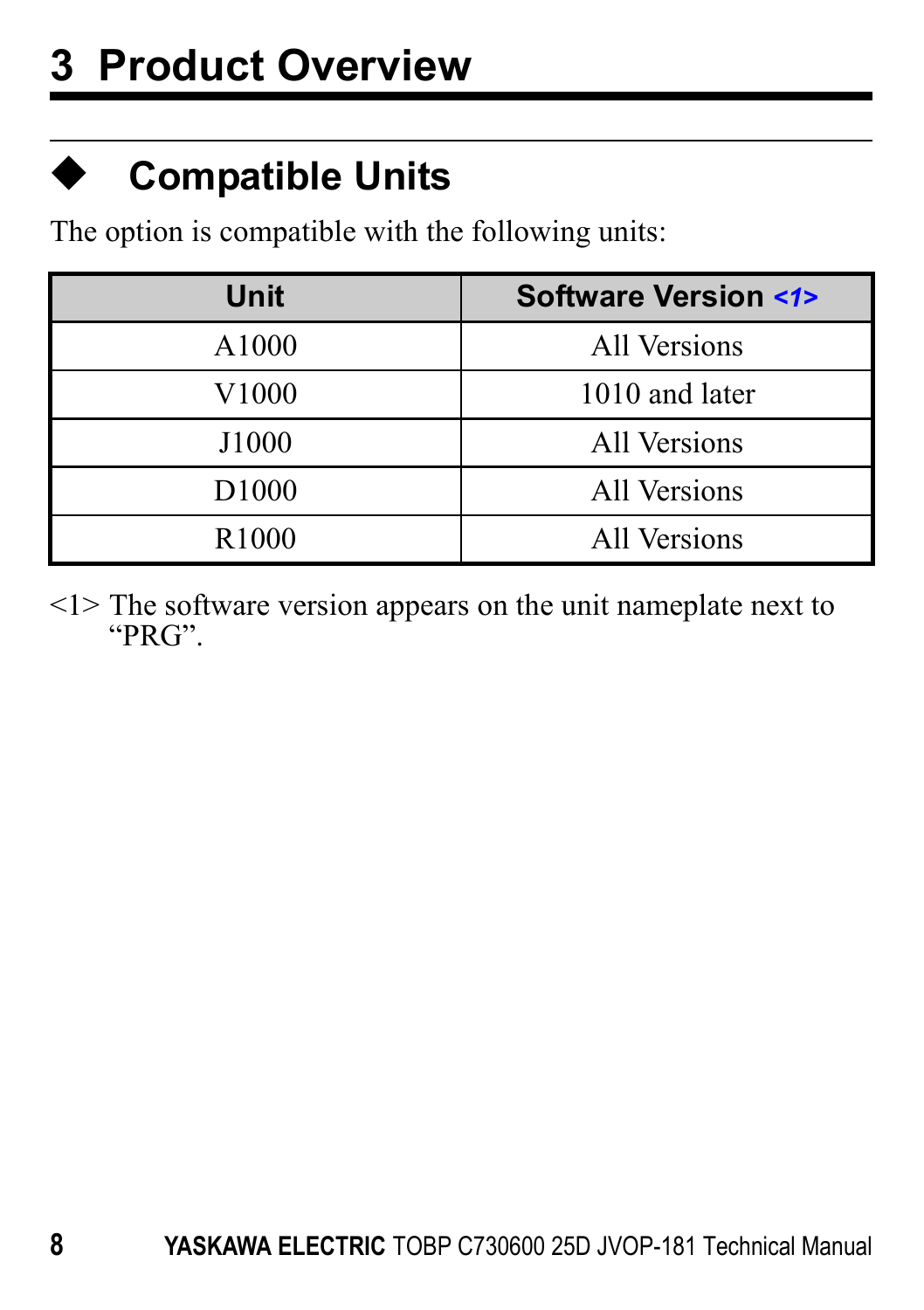# 3 Product Overview

## ◆ Compatible Units

The option is compatible with the following units:

| Unit | Software Version <1> |
|---|---|
| A1000 | All Versions |
| V1000 | 1010 and later |
| J1000 | All Versions |
| D1000 | All Versions |
| R1000 | All Versions |

<1> The software version appears on the unit nameplate next to "PRG".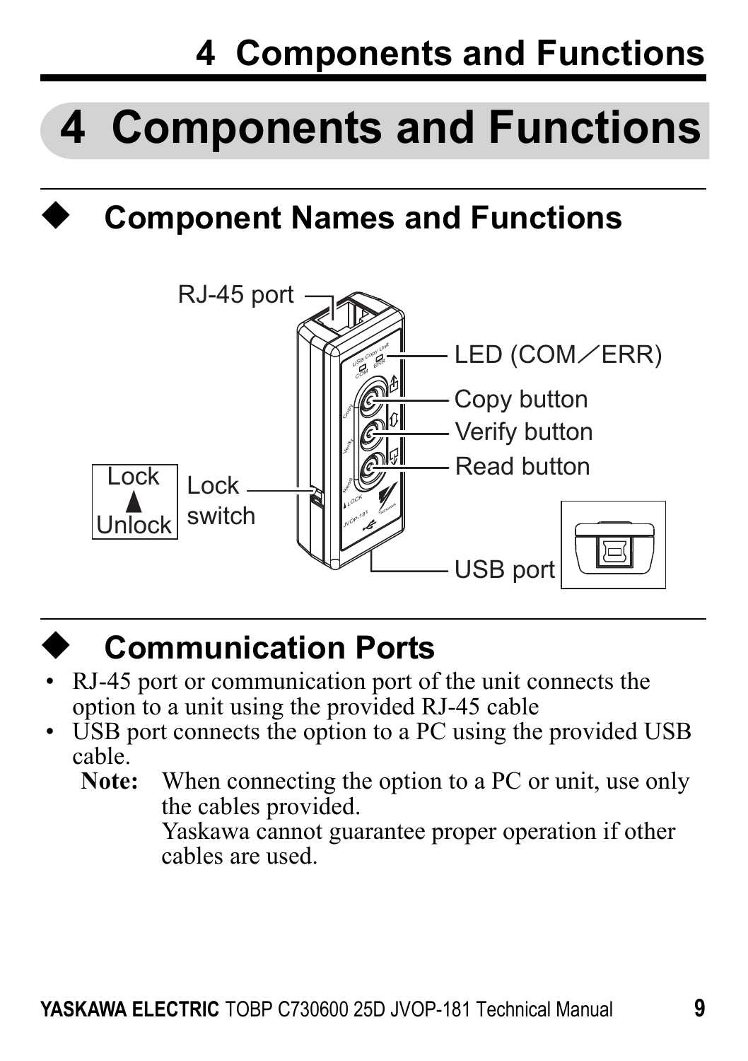# 4 Components and Functions

## ◆ Component Names and Functions

RJ-45 port

LED (COM／ERR)

Copy button

Verify button

Read button

Lock ▲ Unlock

Lock switch

USB port

## ◆ Communication Ports

- RJ-45 port or communication port of the unit connects the option to a unit using the provided RJ-45 cable
- USB port connects the option to a PC using the provided USB cable.

**Note:** When connecting the option to a PC or unit, use only the cables provided.
Yaskawa cannot guarantee proper operation if other cables are used.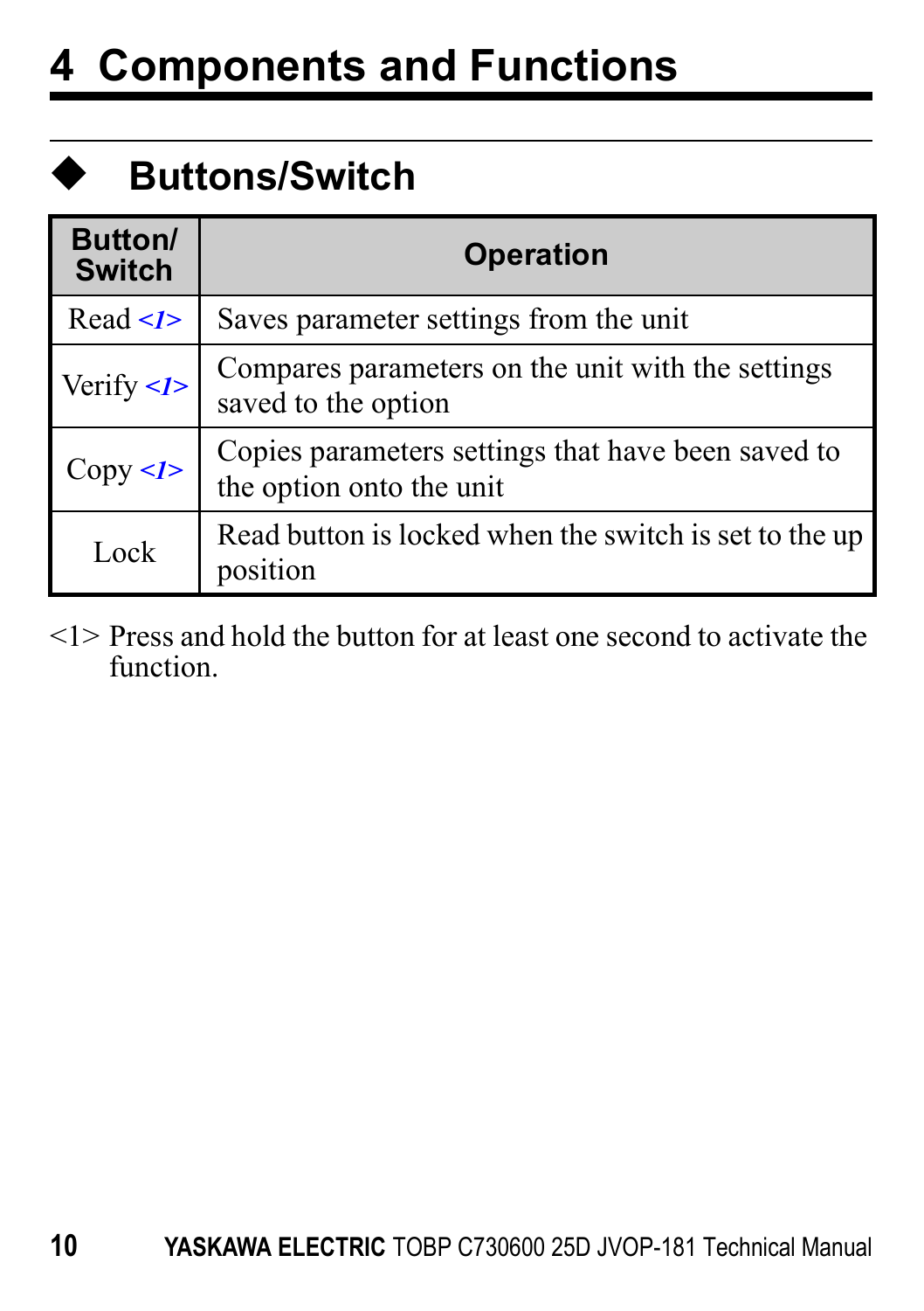# 4 Components and Functions

## ◆ Buttons/Switch

| Button/ Switch | Operation |
|---|---|
| Read <1> | Saves parameter settings from the unit |
| Verify <1> | Compares parameters on the unit with the settings saved to the option |
| Copy <1> | Copies parameters settings that have been saved to the option onto the unit |
| Lock | Read button is locked when the switch is set to the up position |

<1> Press and hold the button for at least one second to activate the function.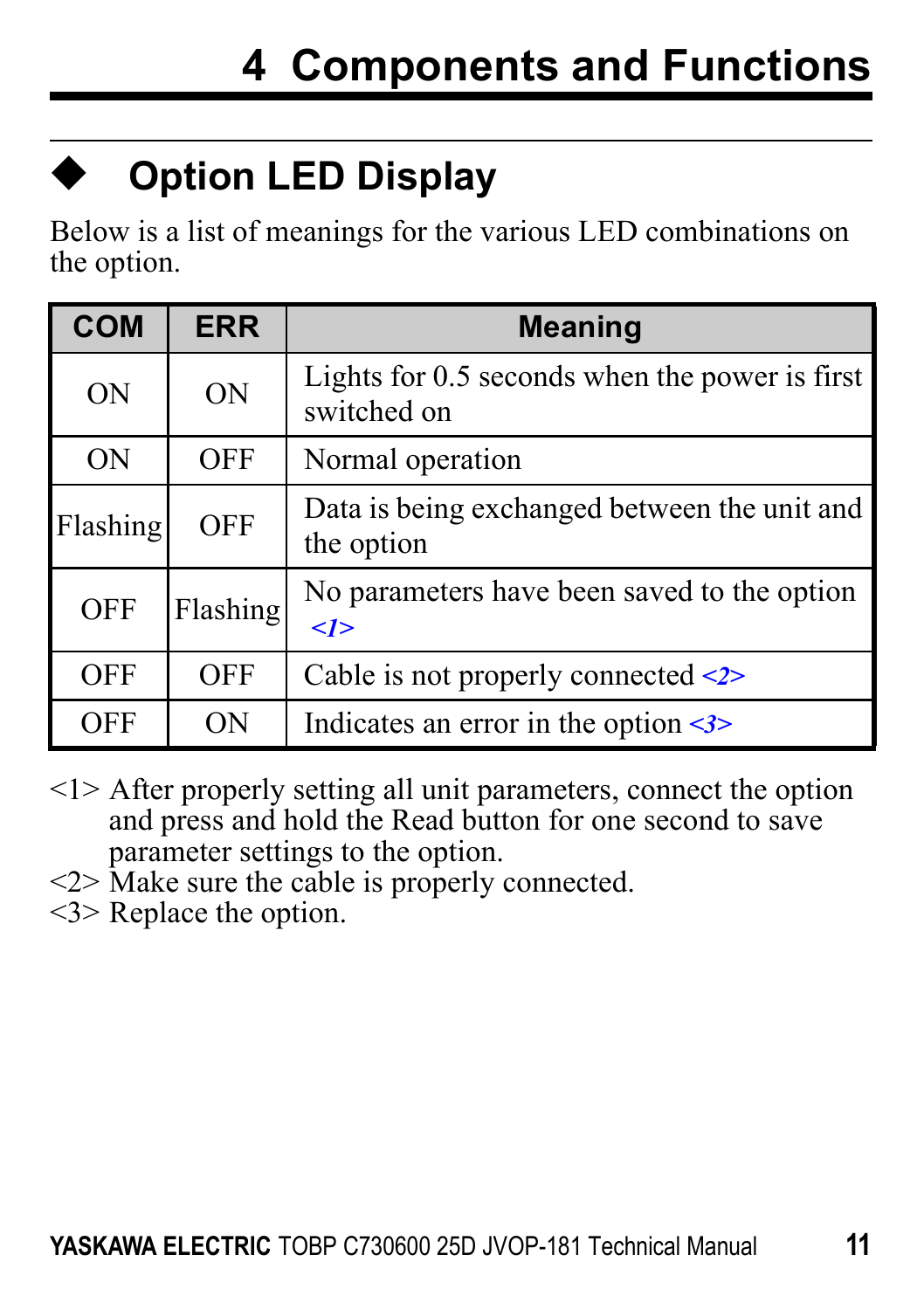# 4 Components and Functions

## ◆ Option LED Display

Below is a list of meanings for the various LED combinations on the option.

| COM | ERR | Meaning |
|---|---|---|
| ON | ON | Lights for 0.5 seconds when the power is first switched on |
| ON | OFF | Normal operation |
| Flashing | OFF | Data is being exchanged between the unit and the option |
| OFF | Flashing | No parameters have been saved to the option *<1>* |
| OFF | OFF | Cable is not properly connected *<2>* |
| OFF | ON | Indicates an error in the option *<3>* |

<1> After properly setting all unit parameters, connect the option and press and hold the Read button for one second to save parameter settings to the option.
<2> Make sure the cable is properly connected.
<3> Replace the option.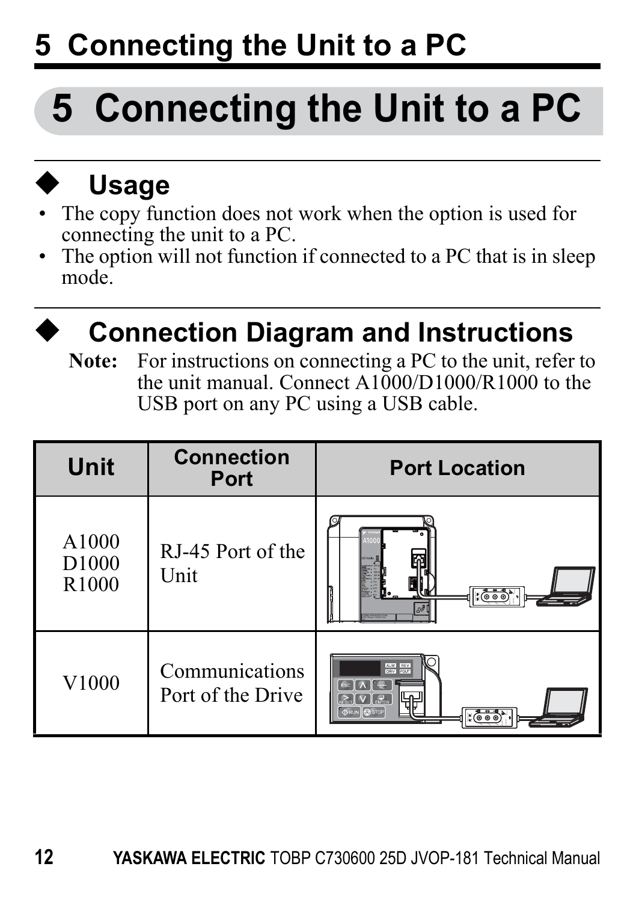# 5 Connecting the Unit to a PC

## ◆ Usage

- The copy function does not work when the option is used for connecting the unit to a PC.
- The option will not function if connected to a PC that is in sleep mode.

## ◆ Connection Diagram and Instructions

**Note:** For instructions on connecting a PC to the unit, refer to the unit manual. Connect A1000/D1000/R1000 to the USB port on any PC using a USB cable.

| Unit | Connection Port | Port Location |
|---|---|---|
| A1000<br>D1000<br>R1000 | RJ-45 Port of the Unit | |
| V1000 | Communications Port of the Drive | |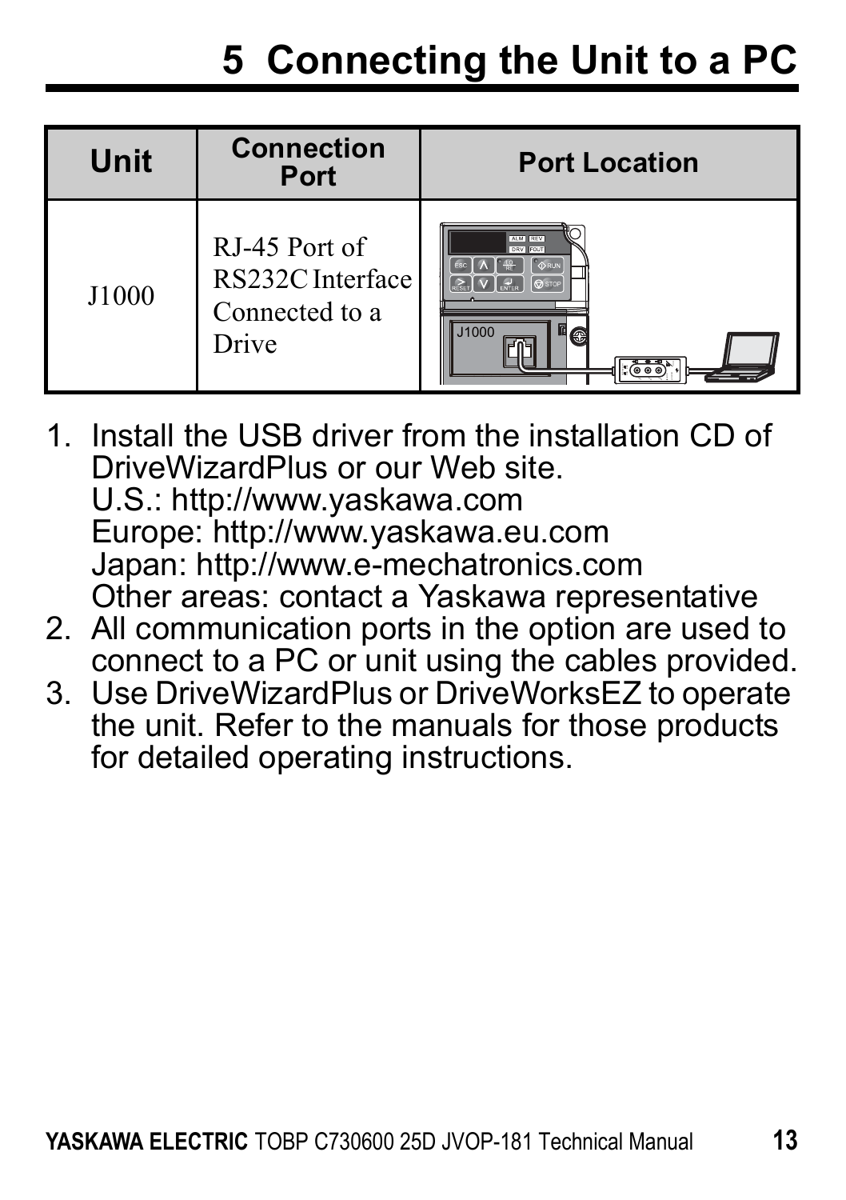# 5 Connecting the Unit to a PC

| Unit | Connection Port | Port Location |
|---|---|---|
| J1000 | RJ-45 Port of RS232C Interface Connected to a Drive | |

1. Install the USB driver from the installation CD of DriveWizardPlus or our Web site.
   U.S.: http://www.yaskawa.com
   Europe: http://www.yaskawa.eu.com
   Japan: http://www.e-mechatronics.com
   Other areas: contact a Yaskawa representative
2. All communication ports in the option are used to connect to a PC or unit using the cables provided.
3. Use DriveWizardPlus or DriveWorksEZ to operate the unit. Refer to the manuals for those products for detailed operating instructions.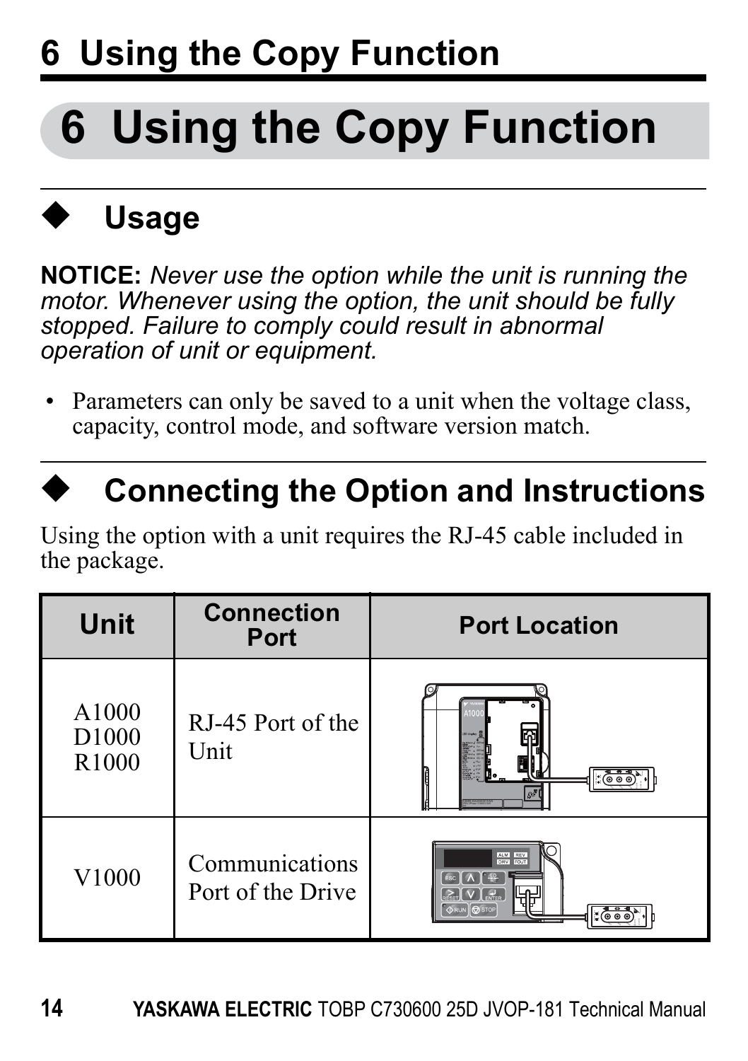# 6 Using the Copy Function

## ◆ Usage

**NOTICE:** *Never use the option while the unit is running the motor. Whenever using the option, the unit should be fully stopped. Failure to comply could result in abnormal operation of unit or equipment.*

- Parameters can only be saved to a unit when the voltage class, capacity, control mode, and software version match.

## ◆ Connecting the Option and Instructions

Using the option with a unit requires the RJ-45 cable included in the package.

| Unit | Connection Port | Port Location |
|---|---|---|
| A1000<br>D1000<br>R1000 | RJ-45 Port of the Unit | |
| V1000 | Communications Port of the Drive | |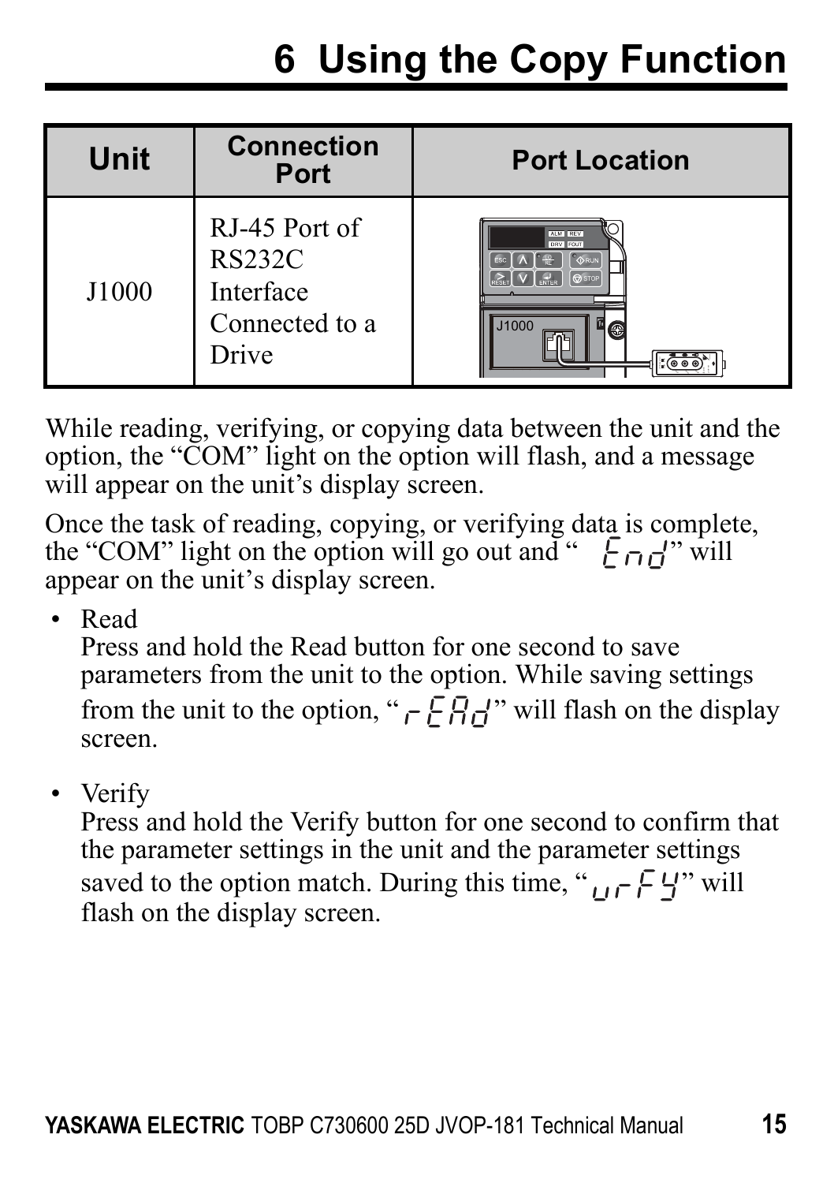# 6 Using the Copy Function

| Unit | Connection Port | Port Location |
| --- | --- | --- |
| J1000 | RJ-45 Port of RS232C Interface Connected to a Drive | |

While reading, verifying, or copying data between the unit and the option, the "COM" light on the option will flash, and a message will appear on the unit's display screen.

Once the task of reading, copying, or verifying data is complete, the "COM" light on the option will go out and " End" will appear on the unit's display screen.

- Read
  Press and hold the Read button for one second to save parameters from the unit to the option. While saving settings from the unit to the option, "rEAd" will flash on the display screen.

- Verify
  Press and hold the Verify button for one second to confirm that the parameter settings in the unit and the parameter settings saved to the option match. During this time, "vrFy" will flash on the display screen.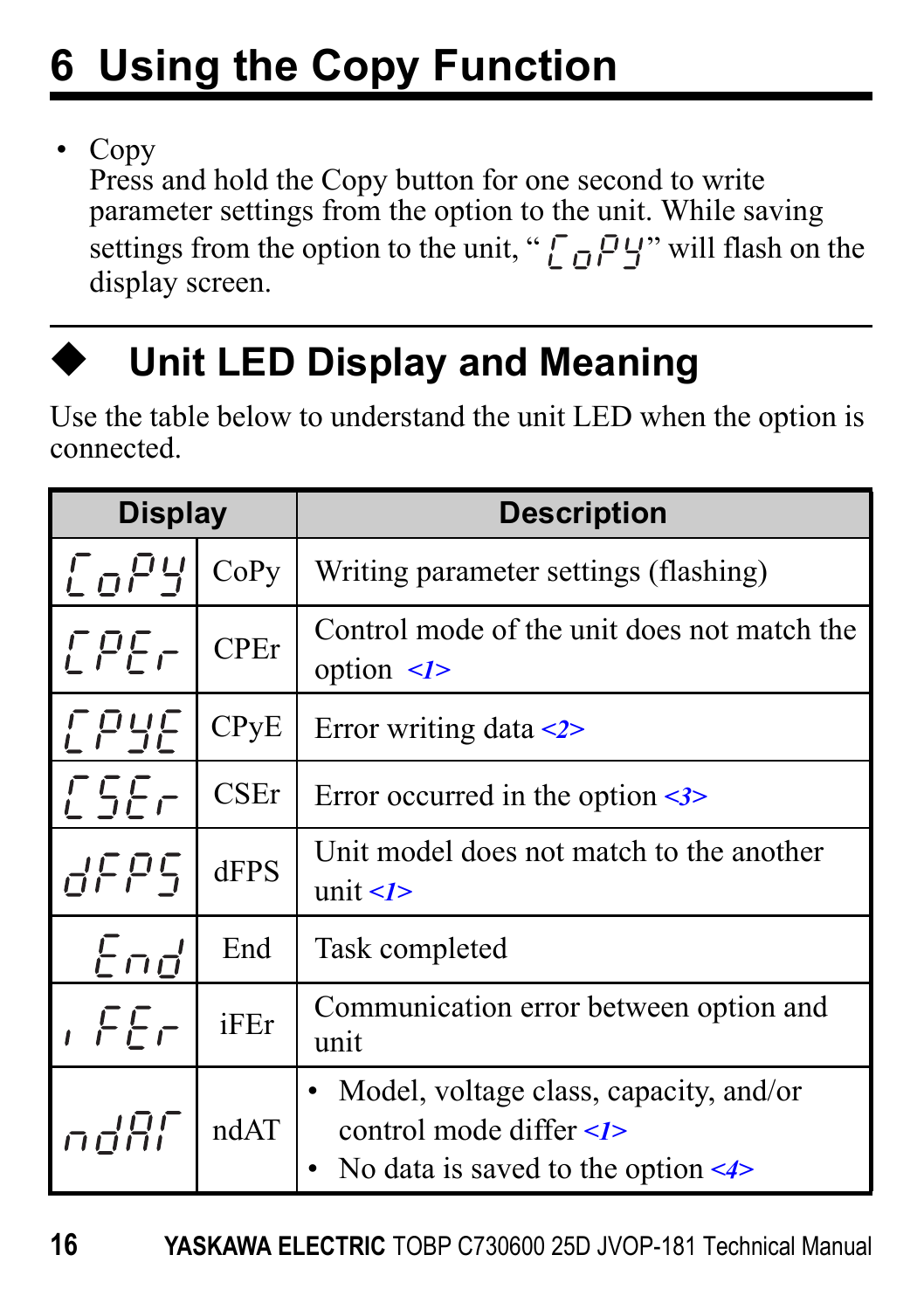# 6 Using the Copy Function

- Copy
  Press and hold the Copy button for one second to write parameter settings from the option to the unit. While saving settings from the option to the unit, "CoPy" will flash on the display screen.

## ◆ Unit LED Display and Meaning

Use the table below to understand the unit LED when the option is connected.

| Display | | Description |
|---|---|---|
| CoPy | CoPy | Writing parameter settings (flashing) |
| CPEr | CPEr | Control mode of the unit does not match the option <1> |
| CPyE | CPyE | Error writing data <2> |
| CSEr | CSEr | Error occurred in the option <3> |
| dFPS | dFPS | Unit model does not match to the another unit <1> |
| End | End | Task completed |
| iFEr | iFEr | Communication error between option and unit |
| ndAT | ndAT | • Model, voltage class, capacity, and/or control mode differ <1><br>• No data is saved to the option <4> |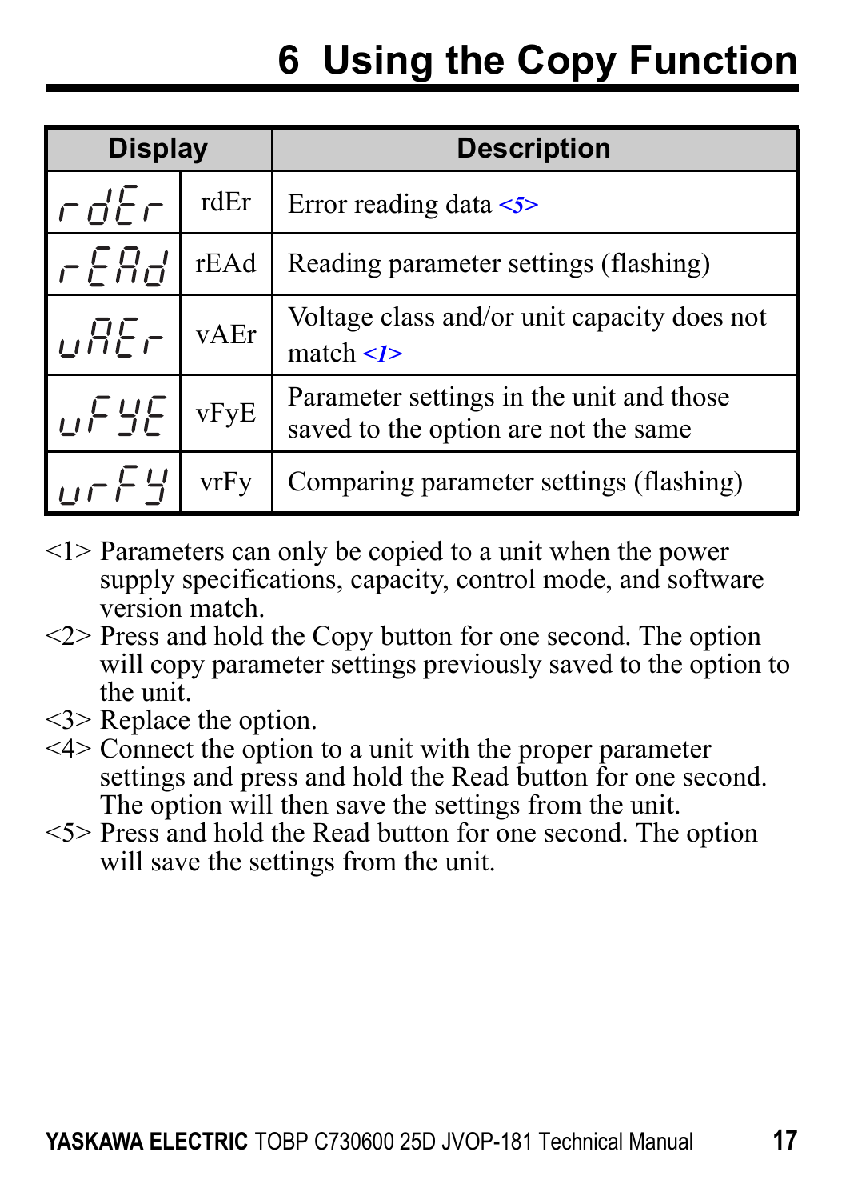# 6 Using the Copy Function

| Display | | Description |
|---|---|---|
| rdEr | rdEr | Error reading data <5> |
| rEAd | rEAd | Reading parameter settings (flashing) |
| vAEr | vAEr | Voltage class and/or unit capacity does not match <1> |
| vFyE | vFyE | Parameter settings in the unit and those saved to the option are not the same |
| vrFy | vrFy | Comparing parameter settings (flashing) |

<1> Parameters can only be copied to a unit when the power supply specifications, capacity, control mode, and software version match.

<2> Press and hold the Copy button for one second. The option will copy parameter settings previously saved to the option to the unit.

<3> Replace the option.

<4> Connect the option to a unit with the proper parameter settings and press and hold the Read button for one second. The option will then save the settings from the unit.

<5> Press and hold the Read button for one second. The option will save the settings from the unit.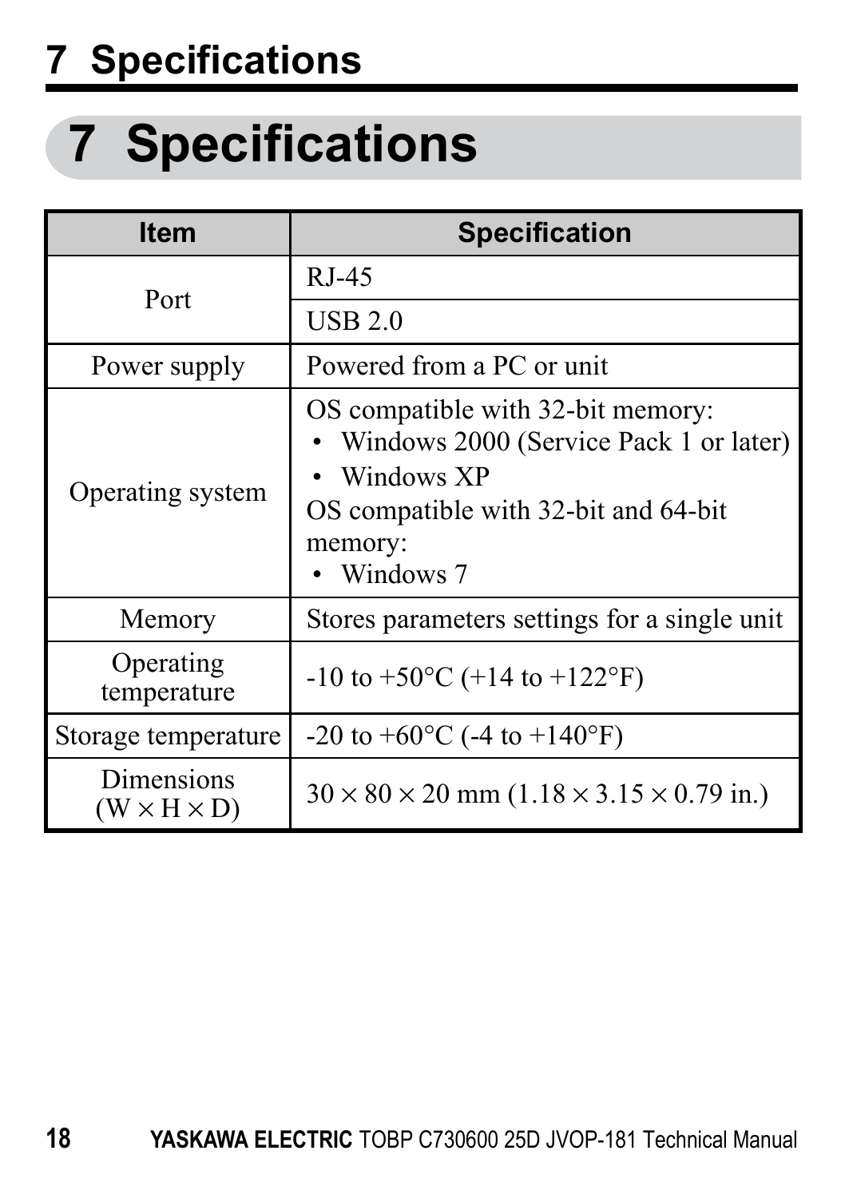# 7 Specifications

| Item | Specification |
|---|---|
| Port | RJ-45 |
| | USB 2.0 |
| Power supply | Powered from a PC or unit |
| Operating system | OS compatible with 32-bit memory:<br>• Windows 2000 (Service Pack 1 or later)<br>• Windows XP<br>OS compatible with 32-bit and 64-bit memory:<br>• Windows 7 |
| Memory | Stores parameters settings for a single unit |
| Operating temperature | -10 to +50°C (+14 to +122°F) |
| Storage temperature | -20 to +60°C (-4 to +140°F) |
| Dimensions (W × H × D) | 30 × 80 × 20 mm (1.18 × 3.15 × 0.79 in.) |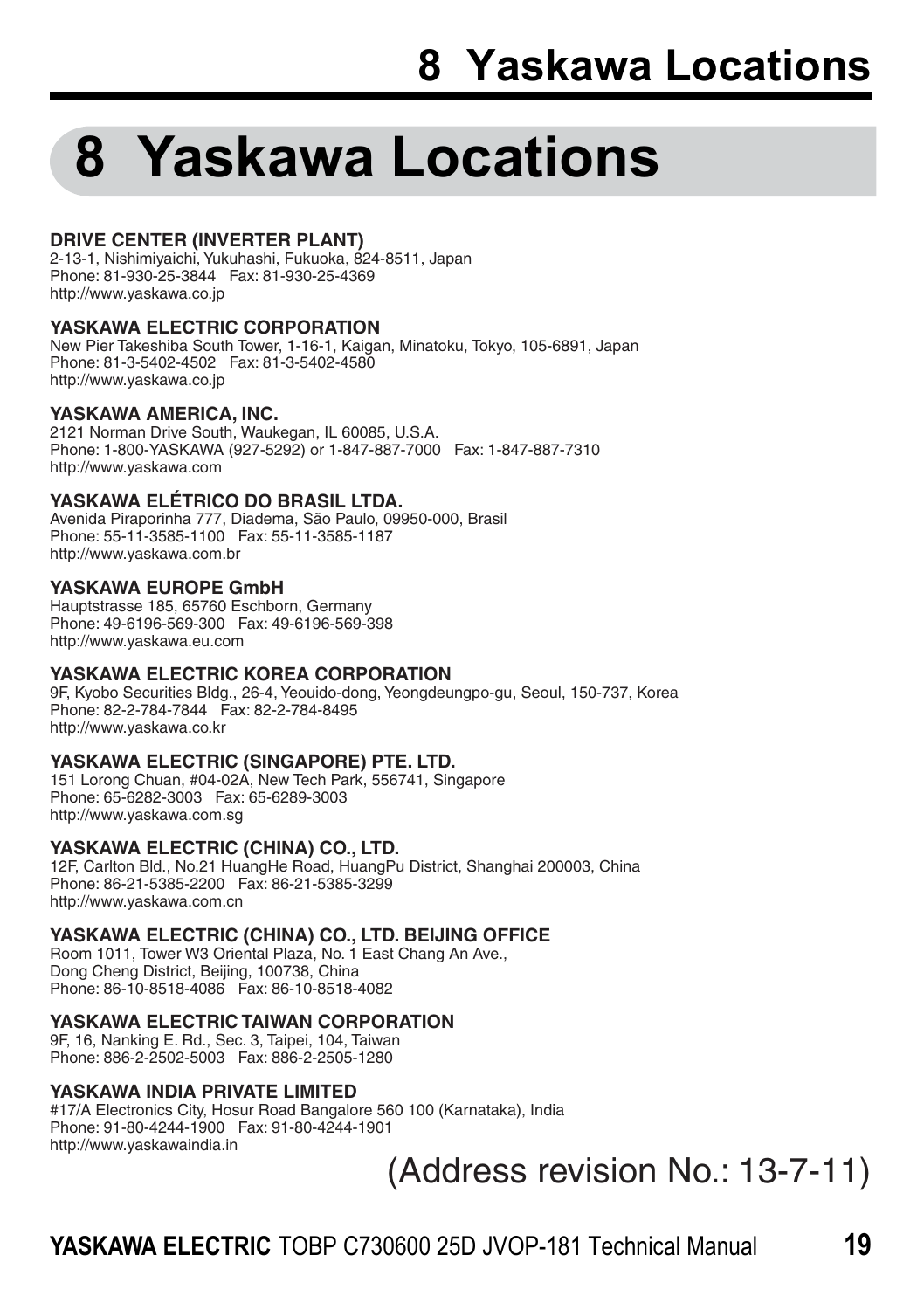# 8 Yaskawa Locations

**DRIVE CENTER (INVERTER PLANT)**
2-13-1, Nishimiyaichi, Yukuhashi, Fukuoka, 824-8511, Japan
Phone: 81-930-25-3844 Fax: 81-930-25-4369
http://www.yaskawa.co.jp

**YASKAWA ELECTRIC CORPORATION**
New Pier Takeshiba South Tower, 1-16-1, Kaigan, Minatoku, Tokyo, 105-6891, Japan
Phone: 81-3-5402-4502 Fax: 81-3-5402-4580
http://www.yaskawa.co.jp

**YASKAWA AMERICA, INC.**
2121 Norman Drive South, Waukegan, IL 60085, U.S.A.
Phone: 1-800-YASKAWA (927-5292) or 1-847-887-7000 Fax: 1-847-887-7310
http://www.yaskawa.com

**YASKAWA ELÉTRICO DO BRASIL LTDA.**
Avenida Piraporinha 777, Diadema, São Paulo, 09950-000, Brasil
Phone: 55-11-3585-1100 Fax: 55-11-3585-1187
http://www.yaskawa.com.br

**YASKAWA EUROPE GmbH**
Hauptstrasse 185, 65760 Eschborn, Germany
Phone: 49-6196-569-300 Fax: 49-6196-569-398
http://www.yaskawa.eu.com

**YASKAWA ELECTRIC KOREA CORPORATION**
9F, Kyobo Securities Bldg., 26-4, Yeouido-dong, Yeongdeungpo-gu, Seoul, 150-737, Korea
Phone: 82-2-784-7844 Fax: 82-2-784-8495
http://www.yaskawa.co.kr

**YASKAWA ELECTRIC (SINGAPORE) PTE. LTD.**
151 Lorong Chuan, #04-02A, New Tech Park, 556741, Singapore
Phone: 65-6282-3003 Fax: 65-6289-3003
http://www.yaskawa.com.sg

**YASKAWA ELECTRIC (CHINA) CO., LTD.**
12F, Carlton Bld., No.21 HuangHe Road, HuangPu District, Shanghai 200003, China
Phone: 86-21-5385-2200 Fax: 86-21-5385-3299
http://www.yaskawa.com.cn

**YASKAWA ELECTRIC (CHINA) CO., LTD. BEIJING OFFICE**
Room 1011, Tower W3 Oriental Plaza, No. 1 East Chang An Ave.,
Dong Cheng District, Beijing, 100738, China
Phone: 86-10-8518-4086 Fax: 86-10-8518-4082

**YASKAWA ELECTRIC TAIWAN CORPORATION**
9F, 16, Nanking E. Rd., Sec. 3, Taipei, 104, Taiwan
Phone: 886-2-2502-5003 Fax: 886-2-2505-1280

**YASKAWA INDIA PRIVATE LIMITED**
#17/A Electronics City, Hosur Road Bangalore 560 100 (Karnataka), India
Phone: 91-80-4244-1900 Fax: 91-80-4244-1901
http://www.yaskawaindia.in

(Address revision No.: 13-7-11)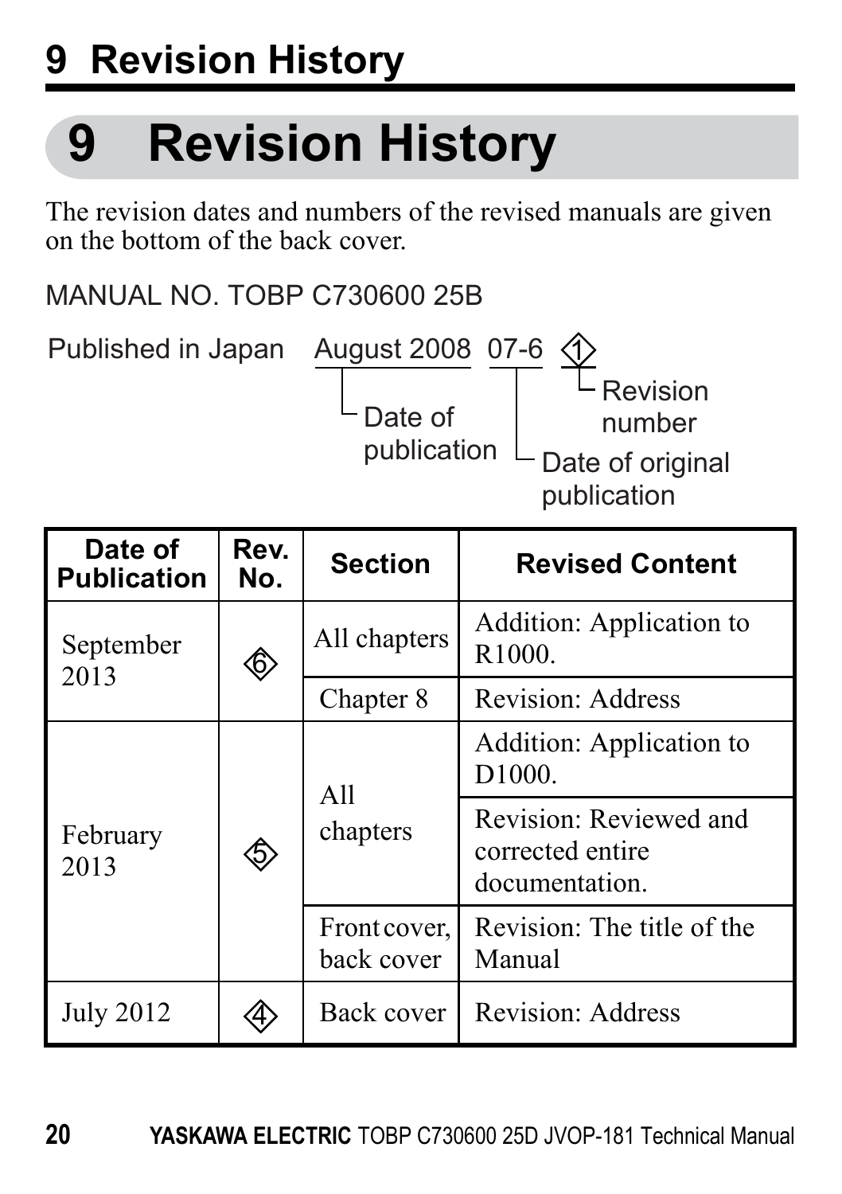# 9 Revision History

The revision dates and numbers of the revised manuals are given on the bottom of the back cover.

MANUAL NO. TOBP C730600 25B

Published in Japan August 2008 07-6 ◇1

- August 2008: Date of publication
- 07-6: Date of original publication
- ◇1: Revision number

| Date of Publication | Rev. No. | Section | Revised Content |
|---|---|---|---|
| September 2013 | ◇6 | All chapters | Addition: Application to R1000. |
| | | Chapter 8 | Revision: Address |
| February 2013 | ◇5 | All chapters | Addition: Application to D1000. |
| | | | Revision: Reviewed and corrected entire documentation. |
| | | Front cover, back cover | Revision: The title of the Manual |
| July 2012 | ◇4 | Back cover | Revision: Address |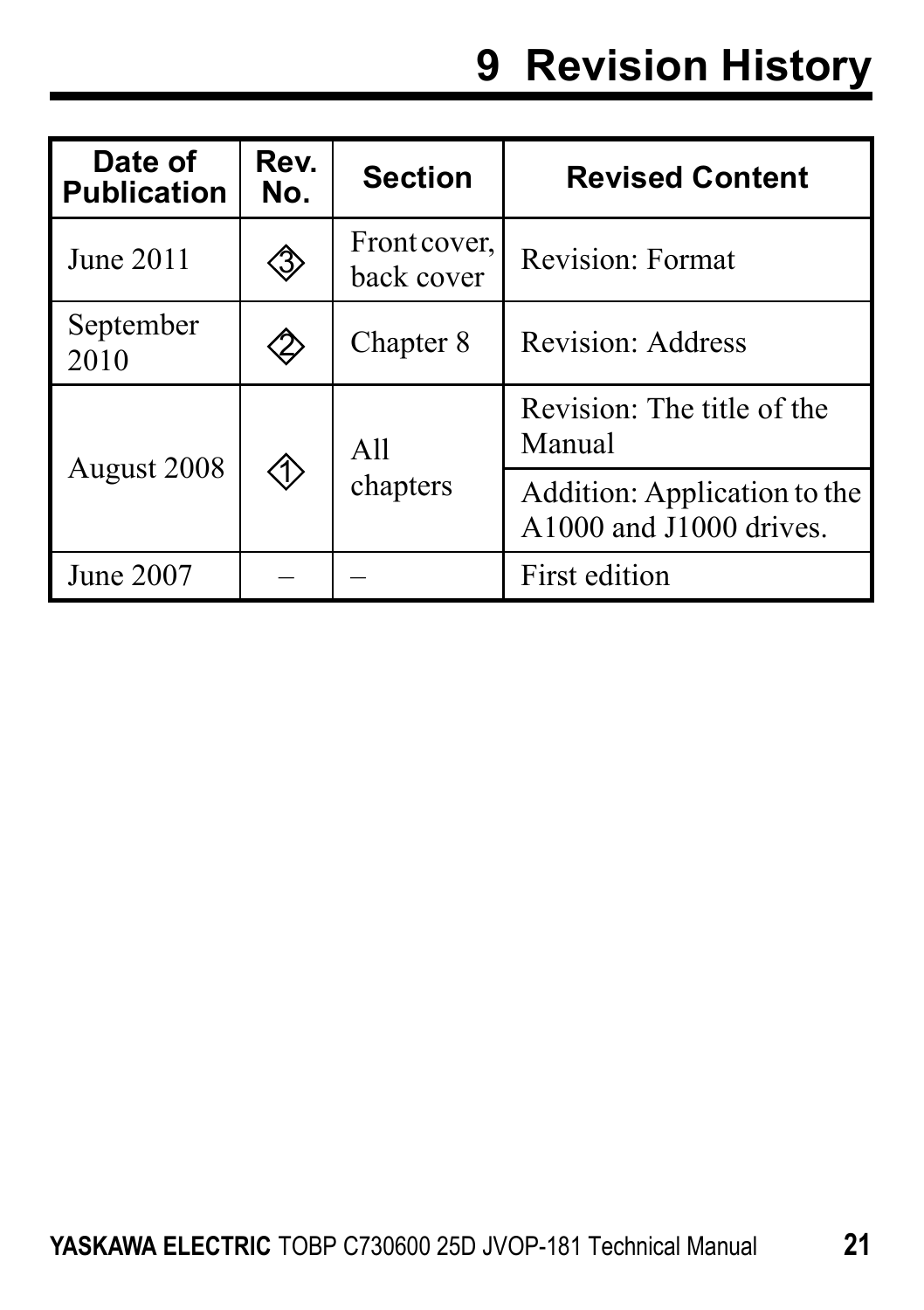# 9 Revision History

| Date of Publication | Rev. No. | Section | Revised Content |
|---|---|---|---|
| June 2011 | ◇3 | Front cover, back cover | Revision: Format |
| September 2010 | ◇2 | Chapter 8 | Revision: Address |
| August 2008 | ◇1 | All chapters | Revision: The title of the Manual |
| | | | Addition: Application to the A1000 and J1000 drives. |
| June 2007 | – | – | First edition |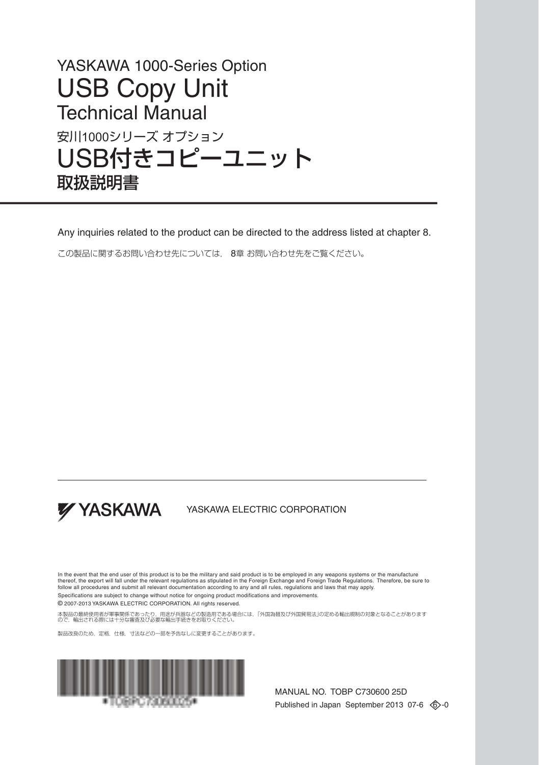YASKAWA 1000-Series Option

# USB Copy Unit

## Technical Manual

安川1000シリーズ オプション

# USB付きコピーユニット

## 取扱説明書

Any inquiries related to the product can be directed to the address listed at chapter 8.

この製品に関するお問い合わせ先については，8章 お問い合わせ先をご覧ください。

YASKAWA

YASKAWA ELECTRIC CORPORATION

In the event that the end user of this product is to be the military and said product is to be employed in any weapons systems or the manufacture thereof, the export will fall under the relevant regulations as stipulated in the Foreign Exchange and Foreign Trade Regulations. Therefore, be sure to follow all procedures and submit all relevant documentation according to any and all rules, regulations and laws that may apply.

Specifications are subject to change without notice for ongoing product modifications and improvements.

© 2007-2013 YASKAWA ELECTRIC CORPORATION. All rights reserved.

本製品の最終使用者が軍事関係であったり，用途が兵器などの製造用である場合には，「外国為替及び外国貿易法」の定める輸出規制の対象となることがありますので，輸出される際には十分な審査及び必要な輸出手続きをお取りください。

製品改良のため，定格，仕様，寸法などの一部を予告なしに変更することがあります。

*TOBPC73060025*

MANUAL NO. TOBP C730600 25D

Published in Japan September 2013 07-6 ⑥-0